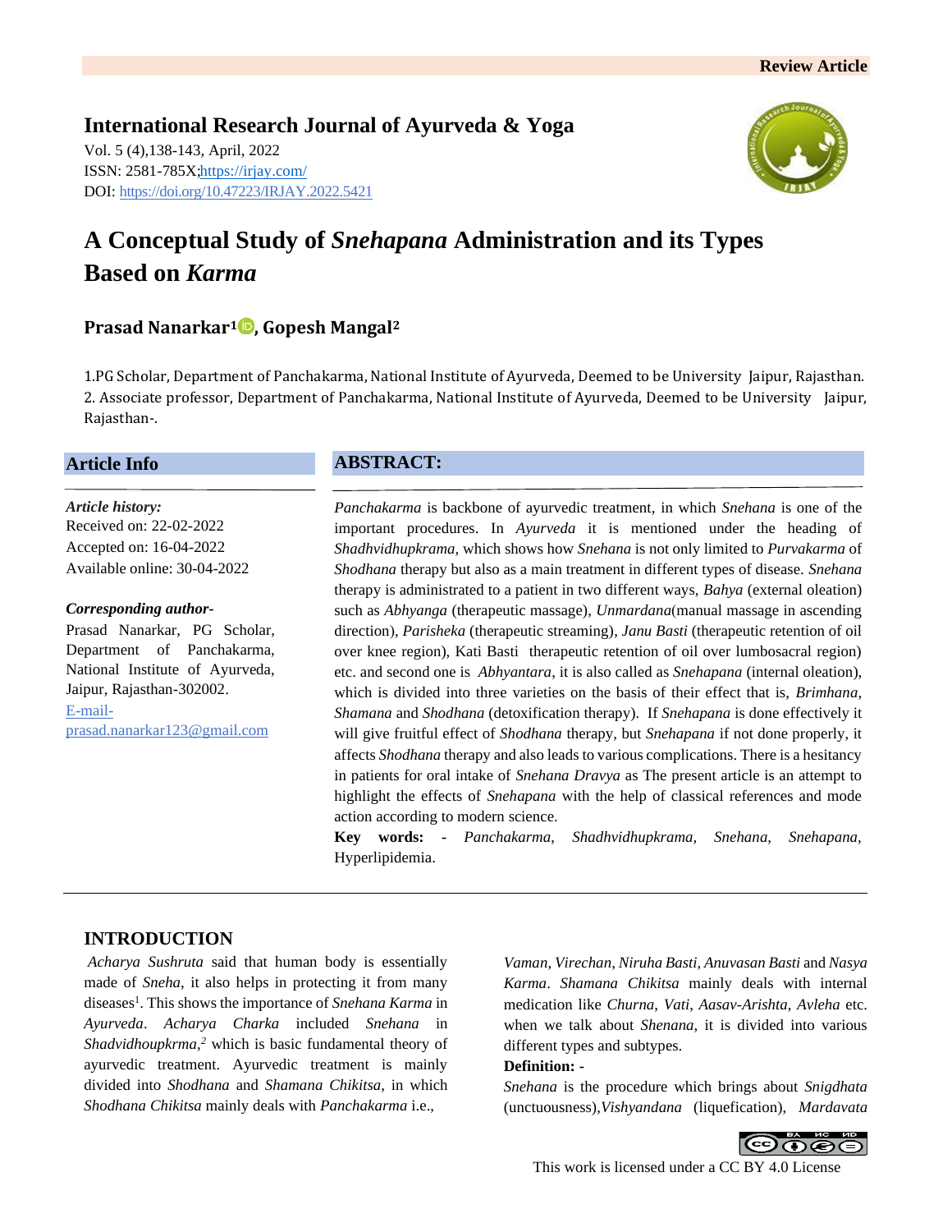Review Article

**International Research Journal of Ayurveda & Yoga**

Vol. 5 (4),138-143, April, 2022
ISSN: 2581-785X;https://irjay.com/
DOI: https://doi.org/10.47223/IRJAY.2022.5421

# A Conceptual Study of *Snehapana* Administration and its Types Based on *Karma*

**Prasad Nanarkar[1], Gopesh Mangal[2]**

1.PG Scholar, Department of Panchakarma, National Institute of Ayurveda, Deemed to be University Jaipur, Rajasthan.
2. Associate professor, Department of Panchakarma, National Institute of Ayurveda, Deemed to be University Jaipur, Rajasthan-.

## Article Info

*Article history:*
Received on: 22-02-2022
Accepted on: 16-04-2022
Available online: 30-04-2022

*Corresponding author-*
Prasad Nanarkar, PG Scholar, Department of Panchakarma, National Institute of Ayurveda, Jaipur, Rajasthan-302002.
E-mail- prasad.nanarkar123@gmail.com

## ABSTRACT:

*Panchakarma* is backbone of ayurvedic treatment, in which *Snehana* is one of the important procedures. In *Ayurveda* it is mentioned under the heading of *Shadhvidhupkrama,* which shows how *Snehana* is not only limited to *Purvakarma* of *Shodhana* therapy but also as a main treatment in different types of disease. *Snehana* therapy is administrated to a patient in two different ways, *Bahya* (external oleation) such as *Abhyanga* (therapeutic massage), *Unmardana*(manual massage in ascending direction), *Parisheka* (therapeutic streaming), *Janu Basti* (therapeutic retention of oil over knee region), Kati Basti therapeutic retention of oil over lumbosacral region) etc. and second one is *Abhyantara*, it is also called as *Snehapana* (internal oleation), which is divided into three varieties on the basis of their effect that is, *Brimhana, Shamana* and *Shodhana* (detoxification therapy). If *Snehapana* is done effectively it will give fruitful effect of *Shodhana* therapy, but *Snehapana* if not done properly, it affects *Shodhana* therapy and also leads to various complications. There is a hesitancy in patients for oral intake of *Snehana Dravya* as The present article is an attempt to highlight the effects of *Snehapana* with the help of classical references and mode action according to modern science.

**Key words: -** *Panchakarma, Shadhvidhupkrama, Snehana, Snehapana,* Hyperlipidemia.

## INTRODUCTION

*Acharya Sushruta* said that human body is essentially made of *Sneha*, it also helps in protecting it from many diseases[1]. This shows the importance of *Snehana Karma* in *Ayurveda*. *Acharya Charka* included *Snehana* in *Shadvidhoupkrma,[2]* which is basic fundamental theory of ayurvedic treatment. Ayurvedic treatment is mainly divided into *Shodhana* and *Shamana Chikitsa*, in which *Shodhana Chikitsa* mainly deals with *Panchakarma* i.e., *Vaman*, *Virechan*, *Niruha Basti*, *Anuvasan Basti* and *Nasya Karma*. *Shamana Chikitsa* mainly deals with internal medication like *Churna*, *Vati*, *Aasav-Arishta*, *Avleha* etc. when we talk about *Shenana*, it is divided into various different types and subtypes.

**Definition: -**

*Snehana* is the procedure which brings about *Snigdhata* (unctuousness),*Vishyandana* (liquefication), *Mardavata*

This work is licensed under a CC BY 4.0 License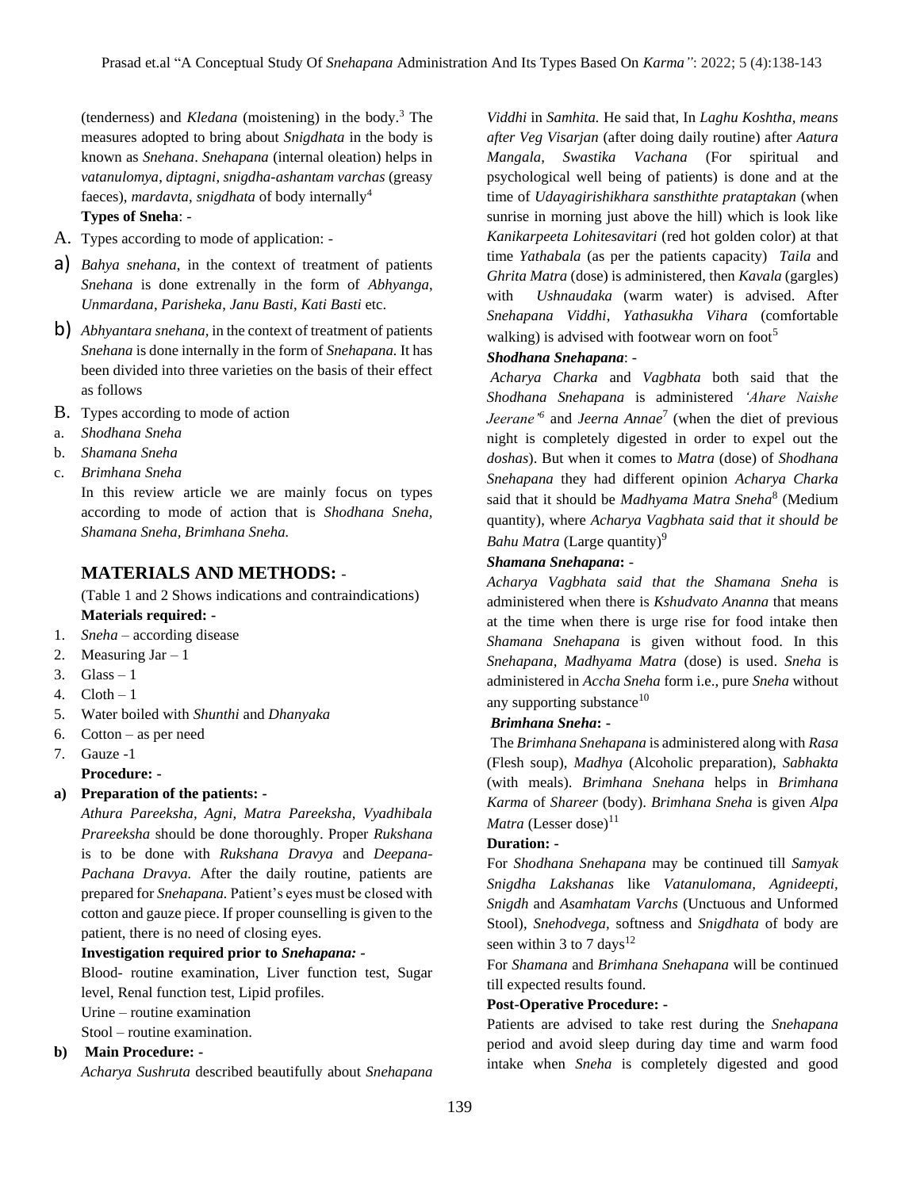(tenderness) and *Kledana* (moistening) in the body.[3] The measures adopted to bring about *Snigdhata* in the body is known as *Snehana*. *Snehapana* (internal oleation) helps in *vatanulomya*, *diptagni*, *snigdha-ashantam varchas* (greasy faeces), *mardavta*, *snigdhata* of body internally[4]

**Types of Sneha**: -

A. Types according to mode of application: -

a) *Bahya snehana*, in the context of treatment of patients *Snehana* is done extrenally in the form of *Abhyanga*, *Unmardana*, *Parisheka*, *Janu Basti*, *Kati Basti* etc.

b) *Abhyantara snehana,* in the context of treatment of patients *Snehana* is done internally in the form of *Snehapana.* It has been divided into three varieties on the basis of their effect as follows

B. Types according to mode of action

a. *Shodhana Sneha*
b. *Shamana Sneha*
c. *Brimhana Sneha*

In this review article we are mainly focus on types according to mode of action that is *Shodhana Sneha, Shamana Sneha, Brimhana Sneha.*

## MATERIALS AND METHODS: -

(Table 1 and 2 Shows indications and contraindications)

**Materials required: -**

1. *Sneha* – according disease
2. Measuring Jar – 1
3. Glass – 1
4. Cloth – 1
5. Water boiled with *Shunthi* and *Dhanyaka*
6. Cotton – as per need
7. Gauze -1

**Procedure: -**

**a) Preparation of the patients: -**

*Athura Pareeksha, Agni, Matra Pareeksha, Vyadhibala Prareeksha* should be done thoroughly. Proper *Rukshana* is to be done with *Rukshana Dravya* and *Deepana-Pachana Dravya.* After the daily routine, patients are prepared for *Snehapana.* Patient's eyes must be closed with cotton and gauze piece. If proper counselling is given to the patient, there is no need of closing eyes.

**Investigation required prior to *Snehapana:* -**

Blood- routine examination, Liver function test, Sugar level, Renal function test, Lipid profiles.

Urine – routine examination

Stool – routine examination.

**b) Main Procedure: -**

*Acharya Sushruta* described beautifully about *Snehapana Viddhi* in *Samhita.* He said that, In *Laghu Koshtha, means after Veg Visarjan* (after doing daily routine) after *Aatura Mangala, Swastika Vachana* (For spiritual and psychological well being of patients) is done and at the time of *Udayagirishikhara sansthithte prataptakan* (when sunrise in morning just above the hill) which is look like *Kanikarpeeta Lohitesavitari* (red hot golden color) at that time *Yathabala* (as per the patients capacity) *Taila* and *Ghrita Matra* (dose) is administered, then *Kavala* (gargles) with *Ushnaudaka* (warm water) is advised. After *Snehapana Viddhi, Yathasukha Vihara* (comfortable walking) is advised with footwear worn on foot[5]

***Shodhana Snehapana*: -**

*Acharya Charka* and *Vagbhata* both said that the *Shodhana Snehapana* is administered *'Ahare Naishe Jeerane'*[6] and *Jeerna Annae*[7] (when the diet of previous night is completely digested in order to expel out the *doshas*). But when it comes to *Matra* (dose) of *Shodhana Snehapana* they had different opinion *Acharya Charka* said that it should be *Madhyama Matra Sneha*[8] (Medium quantity), where *Acharya Vagbhata said that it should be Bahu Matra* (Large quantity)[9]

***Shamana Snehapana*: -**

*Acharya Vagbhata said that the Shamana Sneha* is administered when there is *Kshudvato Ananna* that means at the time when there is urge rise for food intake then *Shamana Snehapana* is given without food. In this *Snehapana, Madhyama Matra* (dose) is used. *Sneha* is administered in *Accha Sneha* form i.e., pure *Sneha* without any supporting substance[10]

***Brimhana Sneha*: -**

The *Brimhana Snehapana* is administered along with *Rasa* (Flesh soup), *Madhya* (Alcoholic preparation), *Sabhakta* (with meals). *Brimhana Snehana* helps in *Brimhana Karma* of *Shareer* (body). *Brimhana Sneha* is given *Alpa Matra* (Lesser dose)[11]

**Duration: -**

For *Shodhana Snehapana* may be continued till *Samyak Snigdha Lakshanas* like *Vatanulomana, Agnideepti, Snigdh* and *Asamhatam Varchs* (Unctuous and Unformed Stool), *Snehodvega,* softness and *Snigdhata* of body are seen within 3 to 7 days[12]

For *Shamana* and *Brimhana Snehapana* will be continued till expected results found.

**Post-Operative Procedure: -**

Patients are advised to take rest during the *Snehapana* period and avoid sleep during day time and warm food intake when *Sneha* is completely digested and good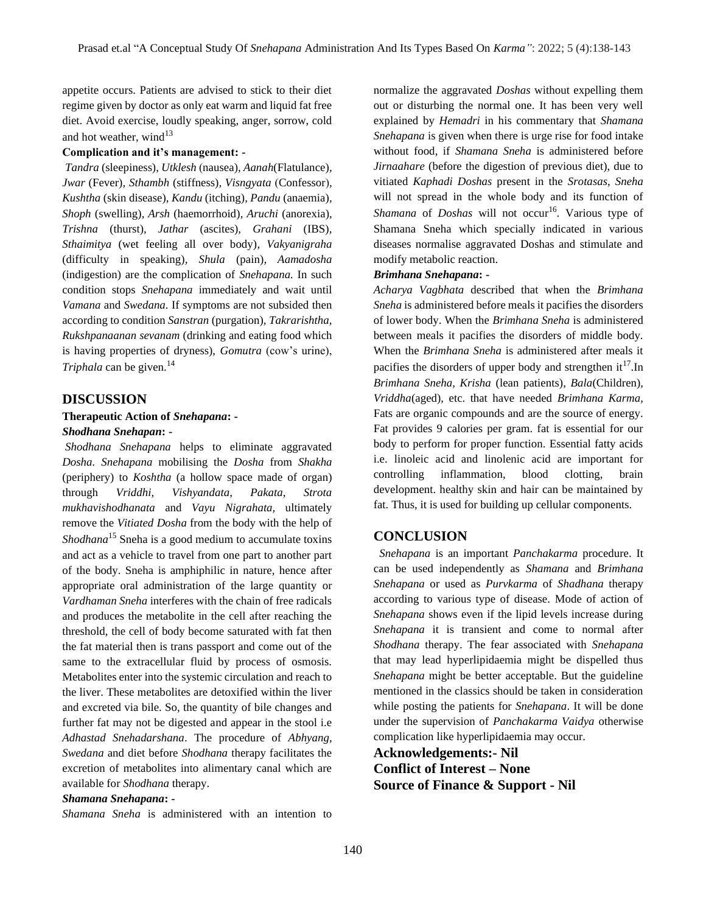appetite occurs. Patients are advised to stick to their diet regime given by doctor as only eat warm and liquid fat free diet. Avoid exercise, loudly speaking, anger, sorrow, cold and hot weather, wind[13]

**Complication and it's management: -**

*Tandra* (sleepiness), *Utklesh* (nausea), *Aanah*(Flatulance), *Jwar* (Fever), *Sthambh* (stiffness), *Visngyata* (Confessor), *Kushtha* (skin disease), *Kandu* (itching), *Pandu* (anaemia), *Shoph* (swelling), *Arsh* (haemorrhoid), *Aruchi* (anorexia), *Trishna* (thurst), *Jathar* (ascites), *Grahani* (IBS), *Sthaimitya* (wet feeling all over body), *Vakyanigraha* (difficulty in speaking), *Shula* (pain), *Aamadosha* (indigestion) are the complication of *Snehapana.* In such condition stops *Snehapana* immediately and wait until *Vamana* and *Swedana*. If symptoms are not subsided then according to condition *Sanstran* (purgation), *Takrarishtha*, *Rukshpanaanan sevanam* (drinking and eating food which is having properties of dryness), *Gomutra* (cow's urine), *Triphala* can be given.[14]

## DISCUSSION

### Therapeutic Action of *Snehapana*: -

***Shodhana Snehapan*: -**

*Shodhana Snehapana* helps to eliminate aggravated *Dosha*. *Snehapana* mobilising the *Dosha* from *Shakha* (periphery) to *Koshtha* (a hollow space made of organ) through *Vriddhi, Vishyandata, Pakata, Strota mukhavishodhanata* and *Vayu Nigrahata,* ultimately remove the *Vitiated Dosha* from the body with the help of *Shodhana*[15] Sneha is a good medium to accumulate toxins and act as a vehicle to travel from one part to another part of the body. Sneha is amphiphilic in nature, hence after appropriate oral administration of the large quantity or *Vardhaman Sneha* interferes with the chain of free radicals and produces the metabolite in the cell after reaching the threshold, the cell of body become saturated with fat then the fat material then is trans passport and come out of the same to the extracellular fluid by process of osmosis. Metabolites enter into the systemic circulation and reach to the liver. These metabolites are detoxified within the liver and excreted via bile. So, the quantity of bile changes and further fat may not be digested and appear in the stool i.e *Adhastad Snehadarshana*. The procedure of *Abhyang*, *Swedana* and diet before *Shodhana* therapy facilitates the excretion of metabolites into alimentary canal which are available for *Shodhana* therapy.

***Shamana Snehapana*: -**

*Shamana Sneha* is administered with an intention to normalize the aggravated *Doshas* without expelling them out or disturbing the normal one. It has been very well explained by *Hemadri* in his commentary that *Shamana Snehapana* is given when there is urge rise for food intake without food, if *Shamana Sneha* is administered before *Jirnaahare* (before the digestion of previous diet), due to vitiated *Kaphadi Doshas* present in the *Srotasas*, *Sneha* will not spread in the whole body and its function of *Shamana* of *Doshas* will not occur[16]. Various type of Shamana Sneha which specially indicated in various diseases normalise aggravated Doshas and stimulate and modify metabolic reaction.

***Brimhana Snehapana*: -**

*Acharya Vagbhata* described that when the *Brimhana Sneha* is administered before meals it pacifies the disorders of lower body. When the *Brimhana Sneha* is administered between meals it pacifies the disorders of middle body. When the *Brimhana Sneha* is administered after meals it pacifies the disorders of upper body and strengthen it[17].In *Brimhana Sneha*, *Krisha* (lean patients), *Bala*(Children), *Vriddha*(aged), etc. that have needed *Brimhana Karma*, Fats are organic compounds and are the source of energy. Fat provides 9 calories per gram. fat is essential for our body to perform for proper function. Essential fatty acids i.e. linoleic acid and linolenic acid are important for controlling inflammation, blood clotting, brain development. healthy skin and hair can be maintained by fat. Thus, it is used for building up cellular components.

## CONCLUSION

*Snehapana* is an important *Panchakarma* procedure. It can be used independently as *Shamana* and *Brimhana Snehapana* or used as *Purvkarma* of *Shadhana* therapy according to various type of disease. Mode of action of *Snehapana* shows even if the lipid levels increase during *Snehapana* it is transient and come to normal after *Shodhana* therapy. The fear associated with *Snehapana* that may lead hyperlipidaemia might be dispelled thus *Snehapana* might be better acceptable. But the guideline mentioned in the classics should be taken in consideration while posting the patients for *Snehapana*. It will be done under the supervision of *Panchakarma Vaidya* otherwise complication like hyperlipidaemia may occur.

**Acknowledgements:- Nil**

**Conflict of Interest – None**

**Source of Finance & Support - Nil**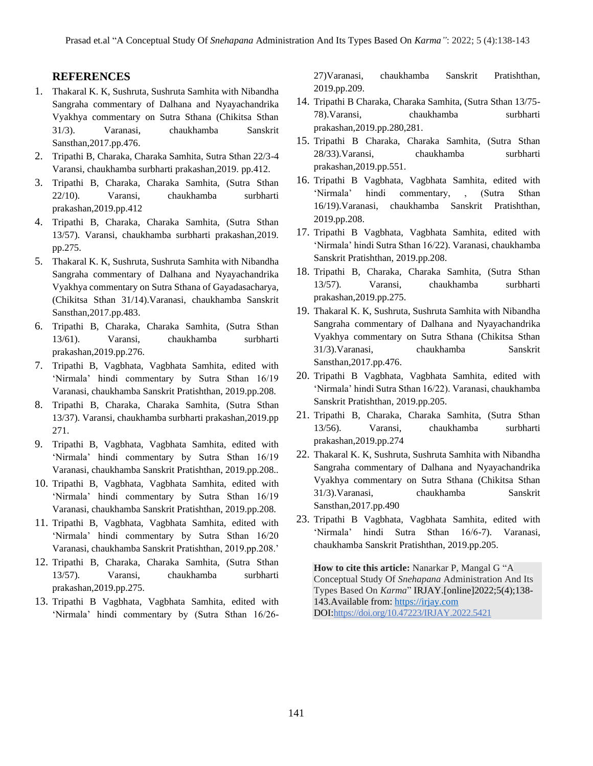## REFERENCES

1. Thakaral K. K, Sushruta, Sushruta Samhita with Nibandha Sangraha commentary of Dalhana and Nyayachandrika Vyakhya commentary on Sutra Sthana (Chikitsa Sthan 31/3). Varanasi, chaukhamba Sanskrit Sansthan,2017.pp.476.
2. Tripathi B, Charaka, Charaka Samhita, Sutra Sthan 22/3-4 Varansi, chaukhamba surbharti prakashan,2019. pp.412.
3. Tripathi B, Charaka, Charaka Samhita, (Sutra Sthan 22/10). Varansi, chaukhamba surbharti prakashan,2019.pp.412
4. Tripathi B, Charaka, Charaka Samhita, (Sutra Sthan 13/57). Varansi, chaukhamba surbharti prakashan,2019. pp.275.
5. Thakaral K. K, Sushruta, Sushruta Samhita with Nibandha Sangraha commentary of Dalhana and Nyayachandrika Vyakhya commentary on Sutra Sthana of Gayadasacharya, (Chikitsa Sthan 31/14).Varanasi, chaukhamba Sanskrit Sansthan,2017.pp.483.
6. Tripathi B, Charaka, Charaka Samhita, (Sutra Sthan 13/61). Varansi, chaukhamba surbharti prakashan,2019.pp.276.
7. Tripathi B, Vagbhata, Vagbhata Samhita, edited with 'Nirmala' hindi commentary by Sutra Sthan 16/19 Varanasi, chaukhamba Sanskrit Pratishthan, 2019.pp.208.
8. Tripathi B, Charaka, Charaka Samhita, (Sutra Sthan 13/37). Varansi, chaukhamba surbharti prakashan,2019.pp 271.
9. Tripathi B, Vagbhata, Vagbhata Samhita, edited with 'Nirmala' hindi commentary by Sutra Sthan 16/19 Varanasi, chaukhamba Sanskrit Pratishthan, 2019.pp.208..
10. Tripathi B, Vagbhata, Vagbhata Samhita, edited with 'Nirmala' hindi commentary by Sutra Sthan 16/19 Varanasi, chaukhamba Sanskrit Pratishthan, 2019.pp.208.
11. Tripathi B, Vagbhata, Vagbhata Samhita, edited with 'Nirmala' hindi commentary by Sutra Sthan 16/20 Varanasi, chaukhamba Sanskrit Pratishthan, 2019.pp.208.'
12. Tripathi B, Charaka, Charaka Samhita, (Sutra Sthan 13/57). Varansi, chaukhamba surbharti prakashan,2019.pp.275.
13. Tripathi B Vagbhata, Vagbhata Samhita, edited with 'Nirmala' hindi commentary by (Sutra Sthan 16/26-27)Varanasi, chaukhamba Sanskrit Pratishthan, 2019.pp.209.
14. Tripathi B Charaka, Charaka Samhita, (Sutra Sthan 13/75-78).Varansi, chaukhamba surbharti prakashan,2019.pp.280,281.
15. Tripathi B Charaka, Charaka Samhita, (Sutra Sthan 28/33).Varansi, chaukhamba surbharti prakashan,2019.pp.551.
16. Tripathi B Vagbhata, Vagbhata Samhita, edited with 'Nirmala' hindi commentary, , (Sutra Sthan 16/19).Varanasi, chaukhamba Sanskrit Pratishthan, 2019.pp.208.
17. Tripathi B Vagbhata, Vagbhata Samhita, edited with 'Nirmala' hindi Sutra Sthan 16/22). Varanasi, chaukhamba Sanskrit Pratishthan, 2019.pp.208.
18. Tripathi B, Charaka, Charaka Samhita, (Sutra Sthan 13/57). Varansi, chaukhamba surbharti prakashan,2019.pp.275.
19. Thakaral K. K, Sushruta, Sushruta Samhita with Nibandha Sangraha commentary of Dalhana and Nyayachandrika Vyakhya commentary on Sutra Sthana (Chikitsa Sthan 31/3).Varanasi, chaukhamba Sanskrit Sansthan,2017.pp.476.
20. Tripathi B Vagbhata, Vagbhata Samhita, edited with 'Nirmala' hindi Sutra Sthan 16/22). Varanasi, chaukhamba Sanskrit Pratishthan, 2019.pp.205.
21. Tripathi B, Charaka, Charaka Samhita, (Sutra Sthan 13/56). Varansi, chaukhamba surbharti prakashan,2019.pp.274
22. Thakaral K. K, Sushruta, Sushruta Samhita with Nibandha Sangraha commentary of Dalhana and Nyayachandrika Vyakhya commentary on Sutra Sthana (Chikitsa Sthan 31/3).Varanasi, chaukhamba Sanskrit Sansthan,2017.pp.490
23. Tripathi B Vagbhata, Vagbhata Samhita, edited with 'Nirmala' hindi Sutra Sthan 16/6-7). Varanasi, chaukhamba Sanskrit Pratishthan, 2019.pp.205.

**How to cite this article:** Nanarkar P, Mangal G "A Conceptual Study Of *Snehapana* Administration And Its Types Based On *Karma*" IRJAY.[online]2022;5(4);138-143.Available from: https://irjay.com DOI:https://doi.org/10.47223/IRJAY.2022.5421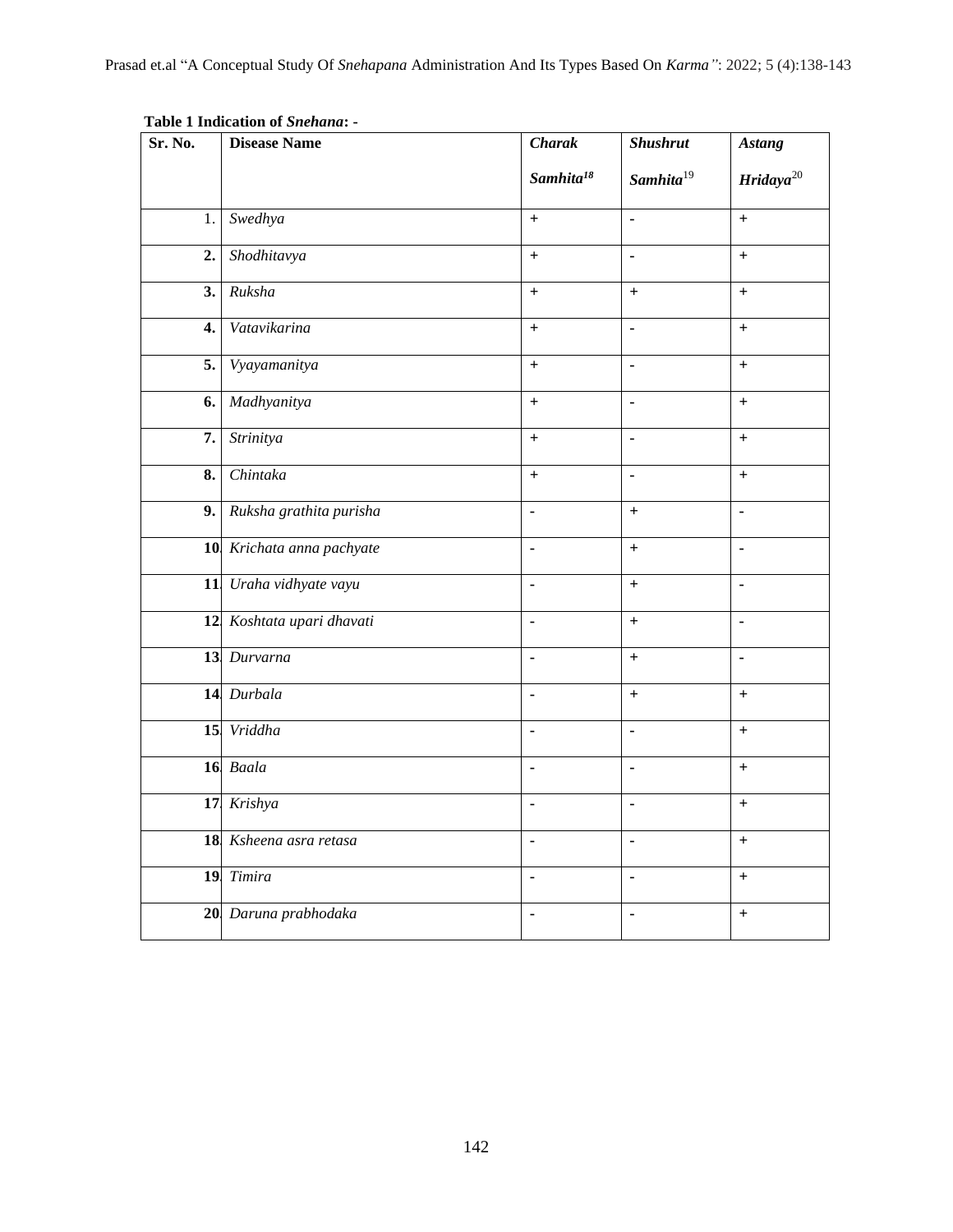**Table 1 Indication of *Snehana*: -**

| Sr. No. | Disease Name | *Charak Samhita*[18] | *Shushrut Samhita*[19] | *Astang Hridaya*[20] |
|---|---|---|---|---|
| 1. | *Swedhya* | + | - | + |
| 2. | *Shodhitavya* | + | - | + |
| 3. | *Ruksha* | + | + | + |
| 4. | *Vatavikarina* | + | - | + |
| 5. | *Vyayamanitya* | + | - | + |
| 6. | *Madhyanitya* | + | - | + |
| 7. | *Strinitya* | + | - | + |
| 8. | *Chintaka* | + | - | + |
| 9. | *Ruksha grathita purisha* | - | + | - |
| 10. | *Krichata anna pachyate* | - | + | - |
| 11. | *Uraha vidhyate vayu* | - | + | - |
| 12. | *Koshtata upari dhavati* | - | + | - |
| 13. | *Durvarna* | - | + | - |
| 14. | *Durbala* | - | + | + |
| 15. | *Vriddha* | - | - | + |
| 16. | *Baala* | - | - | + |
| 17. | *Krishya* | - | - | + |
| 18. | *Ksheena asra retasa* | - | - | + |
| 19. | *Timira* | - | - | + |
| 20. | *Daruna prabhodaka* | - | - | + |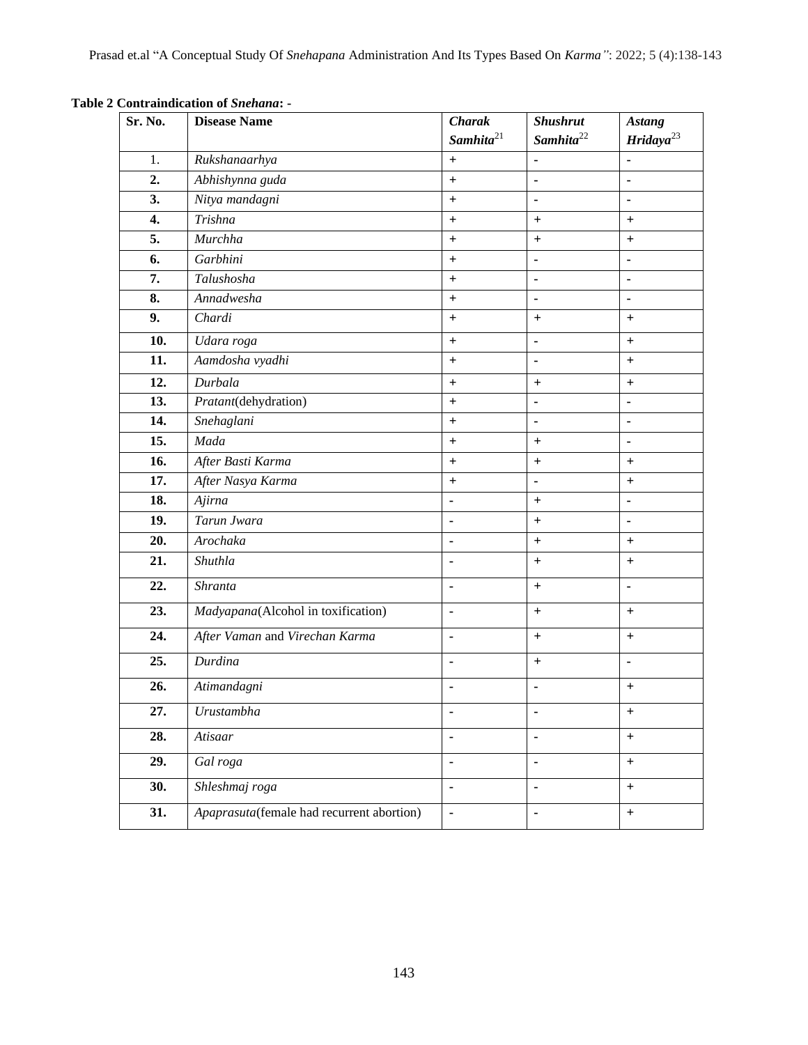**Table 2 Contraindication of *Snehana*: -**

| Sr. No. | Disease Name | *Charak Samhita*[21] | *Shushrut Samhita*[22] | *Astang Hridaya*[23] |
|---|---|---|---|---|
| 1. | *Rukshanaarhya* | + | - | - |
| 2. | *Abhishynna guda* | + | - | - |
| 3. | *Nitya mandagni* | + | - | - |
| 4. | *Trishna* | + | + | + |
| 5. | *Murchha* | + | + | + |
| 6. | *Garbhini* | + | - | - |
| 7. | *Talushosha* | + | - | - |
| 8. | *Annadwesha* | + | - | - |
| 9. | *Chardi* | + | + | + |
| 10. | *Udara roga* | + | - | + |
| 11. | *Aamdosha vyadhi* | + | - | + |
| 12. | *Durbala* | + | + | + |
| 13. | *Pratant*(dehydration) | + | - | - |
| 14. | *Snehaglani* | + | - | - |
| 15. | *Mada* | + | + | - |
| 16. | *After Basti Karma* | + | + | + |
| 17. | *After Nasya Karma* | + | - | + |
| 18. | *Ajirna* | - | + | - |
| 19. | *Tarun Jwara* | - | + | - |
| 20. | *Arochaka* | - | + | + |
| 21. | *Shuthla* | - | + | + |
| 22. | *Shranta* | - | + | - |
| 23. | *Madyapana*(Alcohol in toxification) | - | + | + |
| 24. | *After Vaman* and *Virechan Karma* | - | + | + |
| 25. | *Durdina* | - | + | - |
| 26. | *Atimandagni* | - | - | + |
| 27. | *Urustambha* | - | - | + |
| 28. | *Atisaar* | - | - | + |
| 29. | *Gal roga* | - | - | + |
| 30. | *Shleshmaj roga* | - | - | + |
| 31. | *Apaprasuta*(female had recurrent abortion) | - | - | + |